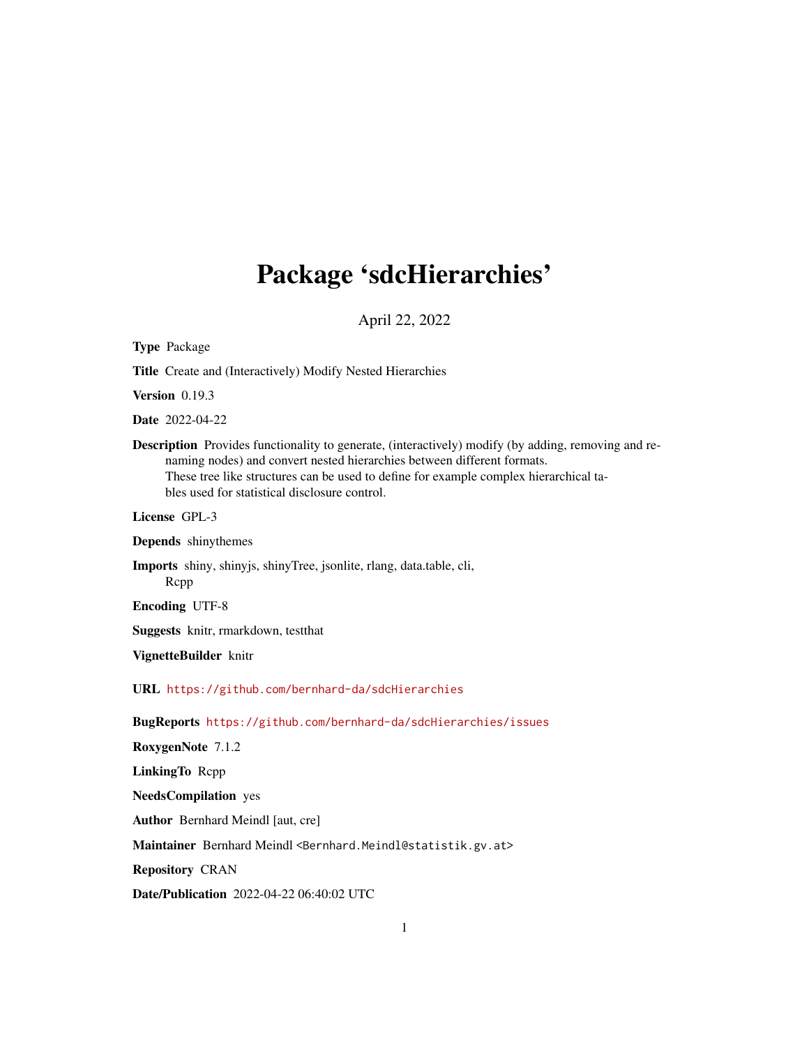# Package 'sdcHierarchies'

April 22, 2022

**Type** Package

**Title** Create and (Interactively) Modify Nested Hierarchies

**Version** 0.19.3

**Date** 2022-04-22

**Description** Provides functionality to generate, (interactively) modify (by adding, removing and renaming nodes) and convert nested hierarchies between different formats. These tree like structures can be used to define for example complex hierarchical tables used for statistical disclosure control.

**License** GPL-3

**Depends** shinythemes

**Imports** shiny, shinyjs, shinyTree, jsonlite, rlang, data.table, cli, Rcpp

**Encoding** UTF-8

**Suggests** knitr, rmarkdown, testthat

**VignetteBuilder** knitr

**URL** https://github.com/bernhard-da/sdcHierarchies

**BugReports** https://github.com/bernhard-da/sdcHierarchies/issues

**RoxygenNote** 7.1.2

**LinkingTo** Rcpp

**NeedsCompilation** yes

**Author** Bernhard Meindl [aut, cre]

**Maintainer** Bernhard Meindl <Bernhard.Meindl@statistik.gv.at>

**Repository** CRAN

**Date/Publication** 2022-04-22 06:40:02 UTC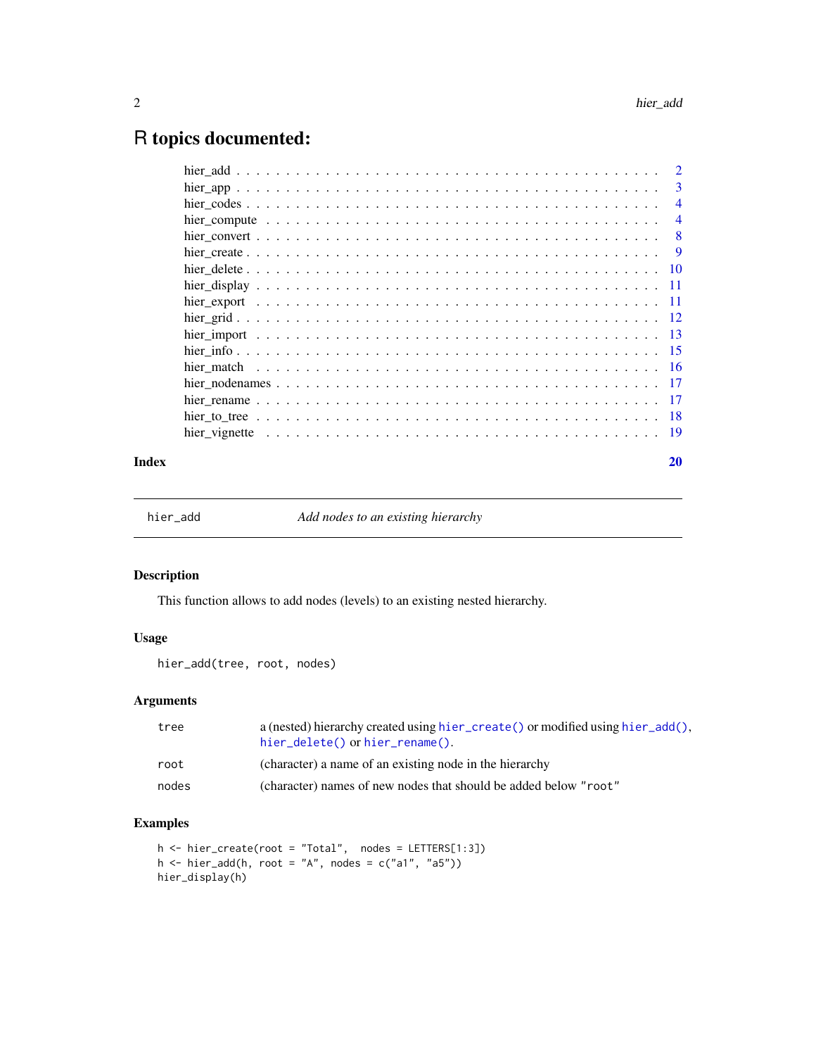# R topics documented:

| | |
|---|---|
| hier_add | 2 |
| hier_app | 3 |
| hier_codes | 4 |
| hier_compute | 4 |
| hier_convert | 8 |
| hier_create | 9 |
| hier_delete | 10 |
| hier_display | 11 |
| hier_export | 11 |
| hier_grid | 12 |
| hier_import | 13 |
| hier_info | 15 |
| hier_match | 16 |
| hier_nodenames | 17 |
| hier_rename | 17 |
| hier_to_tree | 18 |
| hier_vignette | 19 |

**Index** **20**

---

`hier_add` *Add nodes to an existing hierarchy*

---

### Description

This function allows to add nodes (levels) to an existing nested hierarchy.

### Usage

```
hier_add(tree, root, nodes)
```

### Arguments

| | |
|---|---|
| `tree` | a (nested) hierarchy created using `hier_create()` or modified using `hier_add()`, `hier_delete()` or `hier_rename()`. |
| `root` | (character) a name of an existing node in the hierarchy |
| `nodes` | (character) names of new nodes that should be added below `"root"` |

### Examples

```
h <- hier_create(root = "Total",  nodes = LETTERS[1:3])
h <- hier_add(h, root = "A", nodes = c("a1", "a5"))
hier_display(h)
```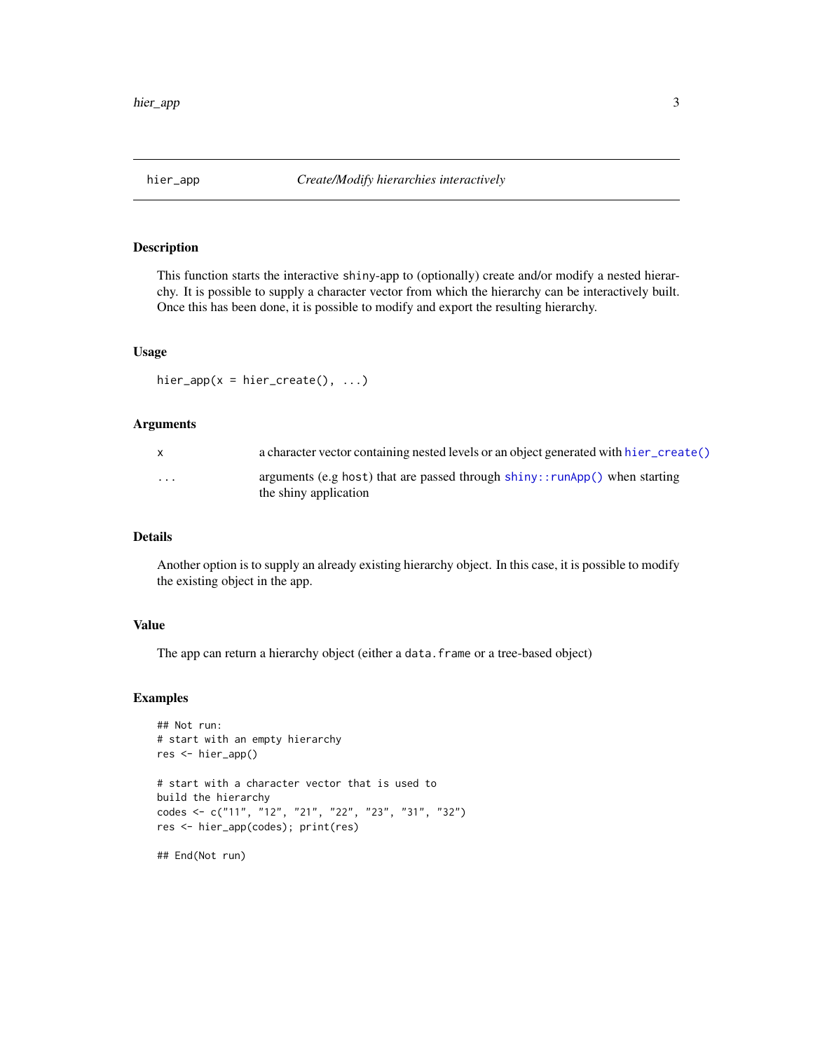# hier_app — *Create/Modify hierarchies interactively*

## Description

This function starts the interactive `shiny`-app to (optionally) create and/or modify a nested hierarchy. It is possible to supply a character vector from which the hierarchy can be interactively built. Once this has been done, it is possible to modify and export the resulting hierarchy.

## Usage

```
hier_app(x = hier_create(), ...)
```

## Arguments

| | |
|---|---|
| `x` | a character vector containing nested levels or an object generated with `hier_create()` |
| `...` | arguments (e.g `host`) that are passed through `shiny::runApp()` when starting the shiny application |

## Details

Another option is to supply an already existing hierarchy object. In this case, it is possible to modify the existing object in the app.

## Value

The app can return a hierarchy object (either a `data.frame` or a tree-based object)

## Examples

```
## Not run:
# start with an empty hierarchy
res <- hier_app()

# start with a character vector that is used to
build the hierarchy
codes <- c("11", "12", "21", "22", "23", "31", "32")
res <- hier_app(codes); print(res)

## End(Not run)
```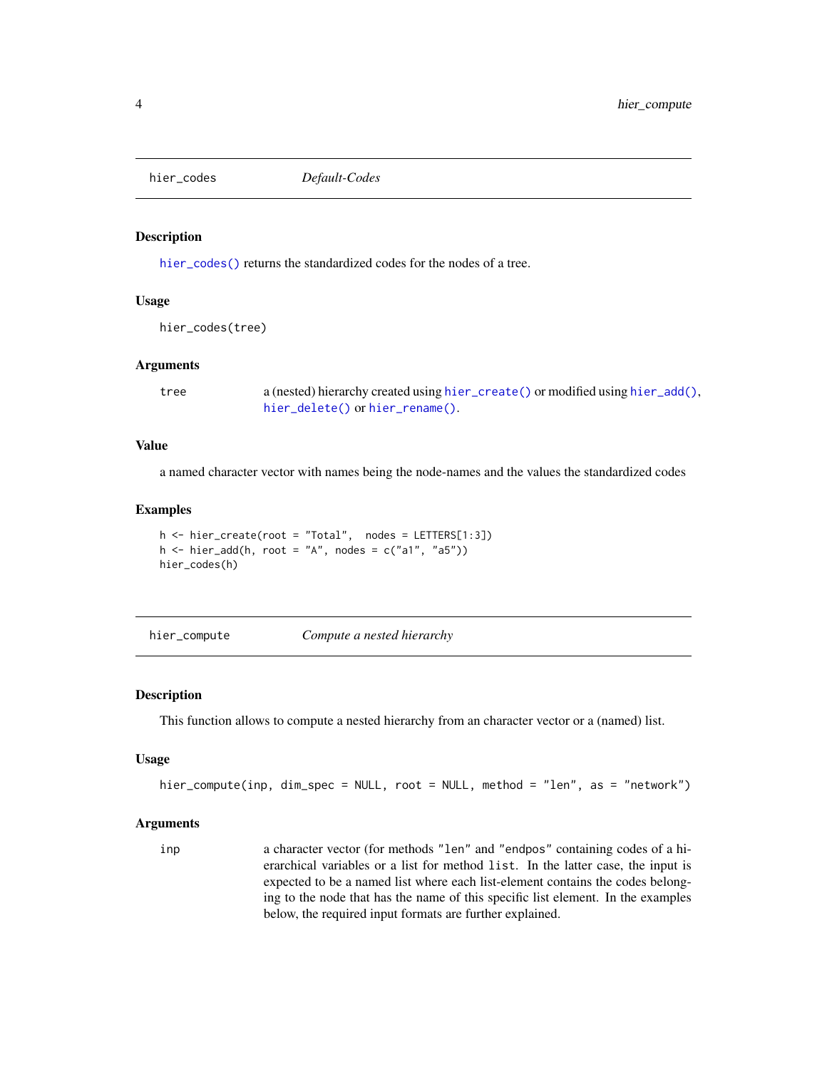## hier_codes *Default-Codes*

### Description

hier_codes() returns the standardized codes for the nodes of a tree.

### Usage

```
hier_codes(tree)
```

### Arguments

| | |
|---|---|
| tree | a (nested) hierarchy created using hier_create() or modified using hier_add(), hier_delete() or hier_rename(). |

### Value

a named character vector with names being the node-names and the values the standardized codes

### Examples

```
h <- hier_create(root = "Total",  nodes = LETTERS[1:3])
h <- hier_add(h, root = "A", nodes = c("a1", "a5"))
hier_codes(h)
```

## hier_compute *Compute a nested hierarchy*

### Description

This function allows to compute a nested hierarchy from an character vector or a (named) list.

### Usage

```
hier_compute(inp, dim_spec = NULL, root = NULL, method = "len", as = "network")
```

### Arguments

| | |
|---|---|
| inp | a character vector (for methods "len" and "endpos" containing codes of a hierarchical variables or a list for method list. In the latter case, the input is expected to be a named list where each list-element contains the codes belonging to the node that has the name of this specific list element. In the examples below, the required input formats are further explained. |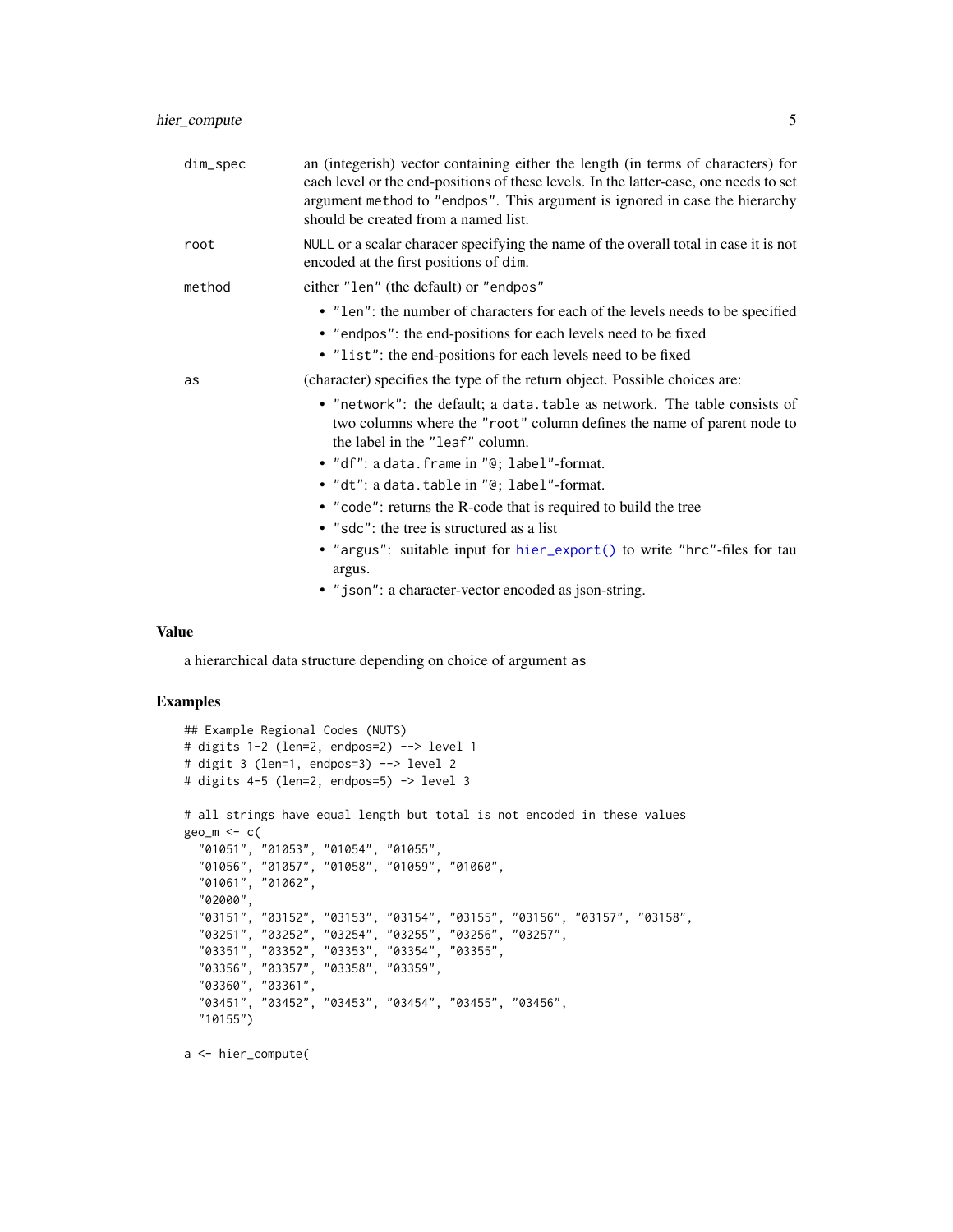| | |
|---|---|
| `dim_spec` | an (integerish) vector containing either the length (in terms of characters) for each level or the end-positions of these levels. In the latter-case, one needs to set argument `method` to `"endpos"`. This argument is ignored in case the hierarchy should be created from a named list. |
| `root` | `NULL` or a scalar characer specifying the name of the overall total in case it is not encoded at the first positions of `dim`. |
| `method` | either `"len"` (the default) or `"endpos"` |

- `"len"`: the number of characters for each of the levels needs to be specified
- `"endpos"`: the end-positions for each levels need to be fixed
- `"list"`: the end-positions for each levels need to be fixed

| | |
|---|---|
| `as` | (character) specifies the type of the return object. Possible choices are: |

- `"network"`: the default; a `data.table` as network. The table consists of two columns where the `"root"` column defines the name of parent node to the label in the `"leaf"` column.
- `"df"`: a `data.frame` in `"@; label"`-format.
- `"dt"`: a `data.table` in `"@; label"`-format.
- `"code"`: returns the R-code that is required to build the tree
- `"sdc"`: the tree is structured as a list
- `"argus"`: suitable input for `hier_export()` to write "hrc"-files for tau argus.
- `"json"`: a character-vector encoded as json-string.

## Value

a hierarchical data structure depending on choice of argument `as`

## Examples

```
## Example Regional Codes (NUTS)
# digits 1-2 (len=2, endpos=2) --> level 1
# digit 3 (len=1, endpos=3) --> level 2
# digits 4-5 (len=2, endpos=5) -> level 3

# all strings have equal length but total is not encoded in these values
geo_m <- c(
  "01051", "01053", "01054", "01055",
  "01056", "01057", "01058", "01059", "01060",
  "01061", "01062",
  "02000",
  "03151", "03152", "03153", "03154", "03155", "03156", "03157", "03158",
  "03251", "03252", "03254", "03255", "03256", "03257",
  "03351", "03352", "03353", "03354", "03355",
  "03356", "03357", "03358", "03359",
  "03360", "03361",
  "03451", "03452", "03453", "03454", "03455", "03456",
  "10155")

a <- hier_compute(
```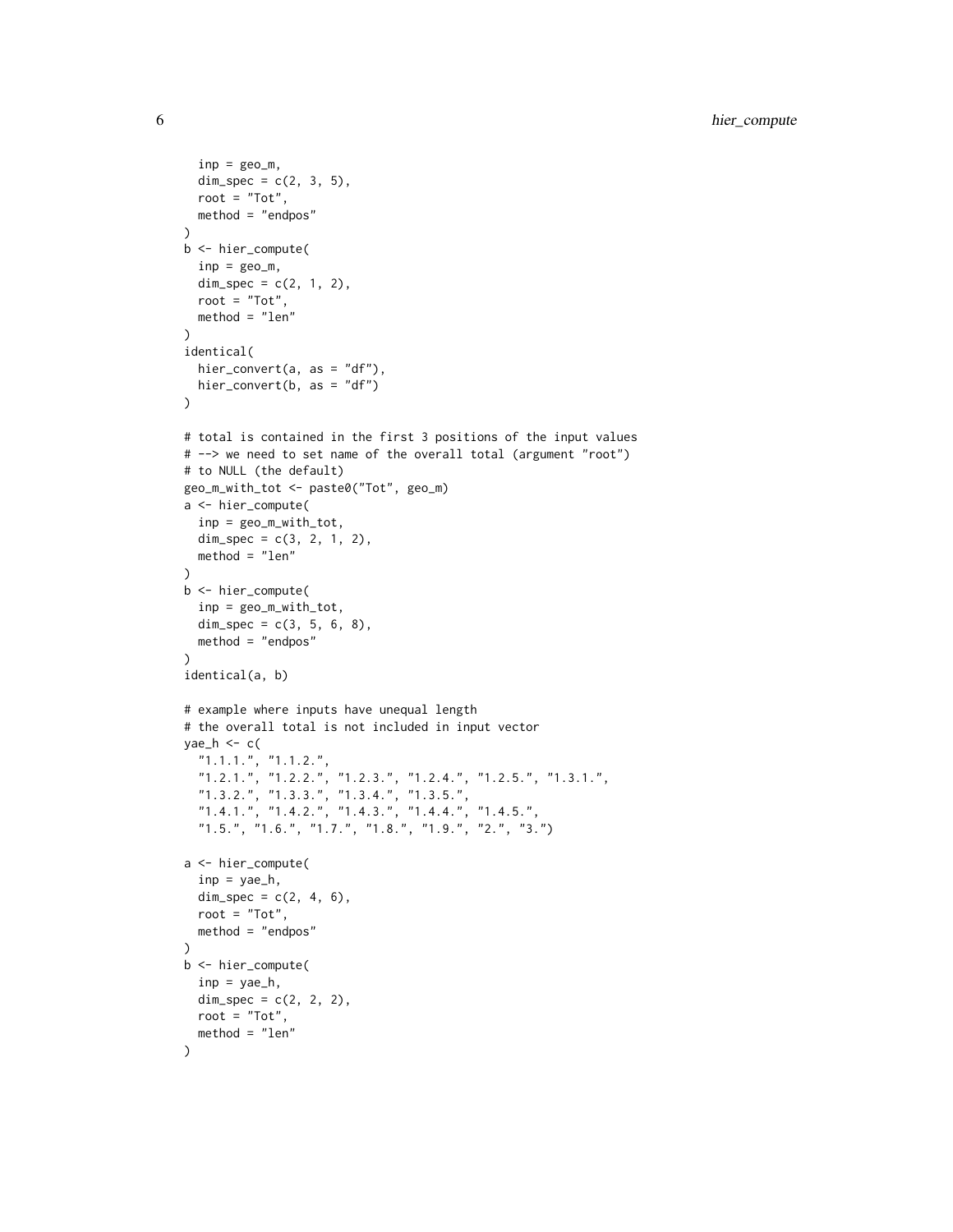```
  inp = geo_m,
  dim_spec = c(2, 3, 5),
  root = "Tot",
  method = "endpos"
)
b <- hier_compute(
  inp = geo_m,
  dim_spec = c(2, 1, 2),
  root = "Tot",
  method = "len"
)
identical(
  hier_convert(a, as = "df"),
  hier_convert(b, as = "df")
)

# total is contained in the first 3 positions of the input values
# --> we need to set name of the overall total (argument "root")
# to NULL (the default)
geo_m_with_tot <- paste0("Tot", geo_m)
a <- hier_compute(
  inp = geo_m_with_tot,
  dim_spec = c(3, 2, 1, 2),
  method = "len"
)
b <- hier_compute(
  inp = geo_m_with_tot,
  dim_spec = c(3, 5, 6, 8),
  method = "endpos"
)
identical(a, b)

# example where inputs have unequal length
# the overall total is not included in input vector
yae_h <- c(
  "1.1.1.", "1.1.2.",
  "1.2.1.", "1.2.2.", "1.2.3.", "1.2.4.", "1.2.5.", "1.3.1.",
  "1.3.2.", "1.3.3.", "1.3.4.", "1.3.5.",
  "1.4.1.", "1.4.2.", "1.4.3.", "1.4.4.", "1.4.5.",
  "1.5.", "1.6.", "1.7.", "1.8.", "1.9.", "2.", "3.")

a <- hier_compute(
  inp = yae_h,
  dim_spec = c(2, 4, 6),
  root = "Tot",
  method = "endpos"
)
b <- hier_compute(
  inp = yae_h,
  dim_spec = c(2, 2, 2),
  root = "Tot",
  method = "len"
)
```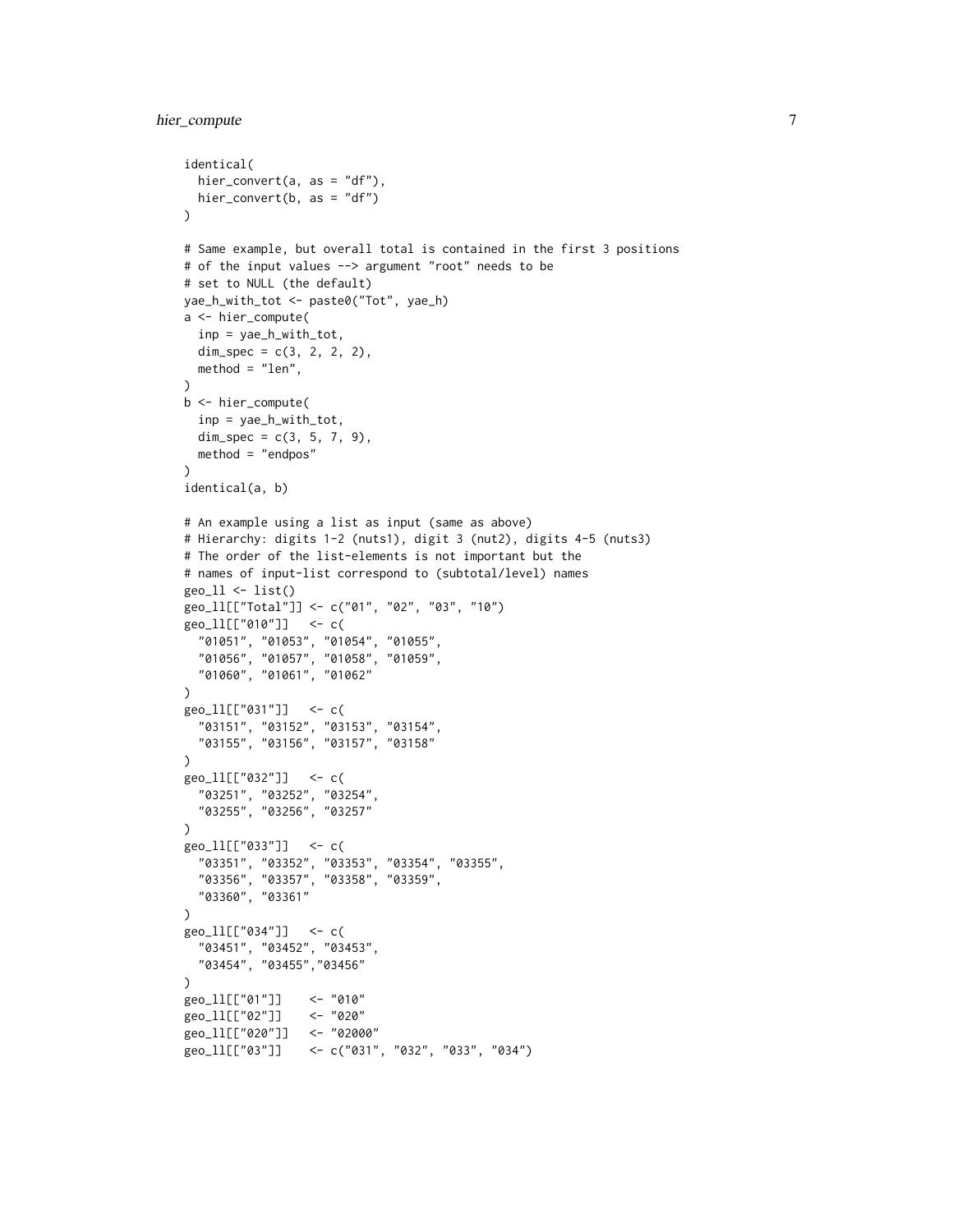```
identical(
  hier_convert(a, as = "df"),
  hier_convert(b, as = "df")
)

# Same example, but overall total is contained in the first 3 positions
# of the input values --> argument "root" needs to be
# set to NULL (the default)
yae_h_with_tot <- paste0("Tot", yae_h)
a <- hier_compute(
  inp = yae_h_with_tot,
  dim_spec = c(3, 2, 2, 2),
  method = "len",
)
b <- hier_compute(
  inp = yae_h_with_tot,
  dim_spec = c(3, 5, 7, 9),
  method = "endpos"
)
identical(a, b)

# An example using a list as input (same as above)
# Hierarchy: digits 1-2 (nuts1), digit 3 (nut2), digits 4-5 (nuts3)
# The order of the list-elements is not important but the
# names of input-list correspond to (subtotal/level) names
geo_ll <- list()
geo_ll[["Total"]] <- c("01", "02", "03", "10")
geo_ll[["010"]]   <- c(
  "01051", "01053", "01054", "01055",
  "01056", "01057", "01058", "01059",
  "01060", "01061", "01062"
)
geo_ll[["031"]]   <- c(
  "03151", "03152", "03153", "03154",
  "03155", "03156", "03157", "03158"
)
geo_ll[["032"]]   <- c(
  "03251", "03252", "03254",
  "03255", "03256", "03257"
)
geo_ll[["033"]]   <- c(
  "03351", "03352", "03353", "03354", "03355",
  "03356", "03357", "03358", "03359",
  "03360", "03361"
)
geo_ll[["034"]]   <- c(
  "03451", "03452", "03453",
  "03454", "03455","03456"
)
geo_ll[["01"]]    <- "010"
geo_ll[["02"]]    <- "020"
geo_ll[["020"]]   <- "02000"
geo_ll[["03"]]    <- c("031", "032", "033", "034")
```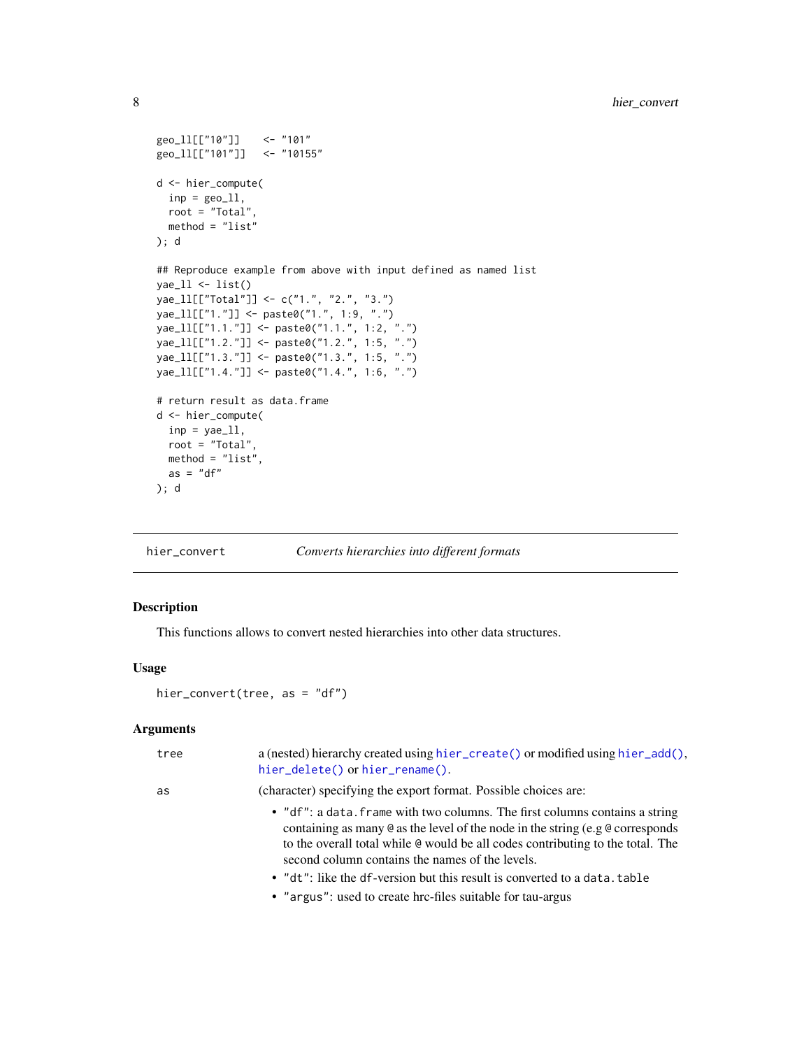```
geo_ll[["10"]]    <- "101"
geo_ll[["101"]]   <- "10155"

d <- hier_compute(
  inp = geo_ll,
  root = "Total",
  method = "list"
); d

## Reproduce example from above with input defined as named list
yae_ll <- list()
yae_ll[["Total"]] <- c("1.", "2.", "3.")
yae_ll[["1."]] <- paste0("1.", 1:9, ".")
yae_ll[["1.1."]] <- paste0("1.1.", 1:2, ".")
yae_ll[["1.2."]] <- paste0("1.2.", 1:5, ".")
yae_ll[["1.3."]] <- paste0("1.3.", 1:5, ".")
yae_ll[["1.4."]] <- paste0("1.4.", 1:6, ".")

# return result as data.frame
d <- hier_compute(
  inp = yae_ll,
  root = "Total",
  method = "list",
  as = "df"
); d
```

## hier_convert — *Converts hierarchies into different formats*

### Description

This functions allows to convert nested hierarchies into other data structures.

### Usage

```
hier_convert(tree, as = "df")
```

### Arguments

| | |
|---|---|
| `tree` | a (nested) hierarchy created using `hier_create()` or modified using `hier_add()`, `hier_delete()` or `hier_rename()`. |
| `as` | (character) specifying the export format. Possible choices are:<br>• `"df"`: a `data.frame` with two columns. The first columns contains a string containing as many `@` as the level of the node in the string (e.g `@` corresponds to the overall total while `@` would be all codes contributing to the total. The second column contains the names of the levels.<br>• `"dt"`: like the `df`-version but this result is converted to a `data.table`<br>• `"argus"`: used to create hrc-files suitable for tau-argus |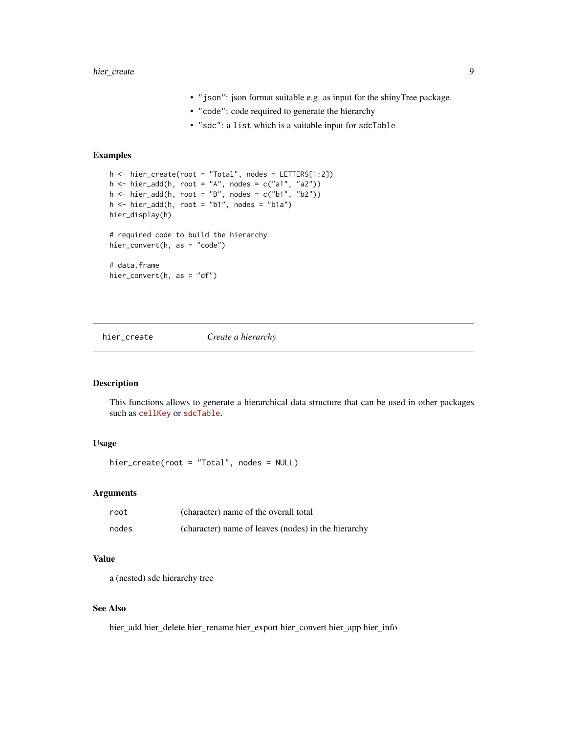- "json": json format suitable e.g. as input for the shinyTree package.
- "code": code required to generate the hierarchy
- "sdc": a list which is a suitable input for sdcTable

## Examples

```
h <- hier_create(root = "Total", nodes = LETTERS[1:2])
h <- hier_add(h, root = "A", nodes = c("a1", "a2"))
h <- hier_add(h, root = "B", nodes = c("b1", "b2"))
h <- hier_add(h, root = "b1", nodes = "b1a")
hier_display(h)

# required code to build the hierarchy
hier_convert(h, as = "code")

# data.frame
hier_convert(h, as = "df")
```

---

# hier_create *Create a hierarchy*

## Description

This functions allows to generate a hierarchical data structure that can be used in other packages such as cellKey or sdcTable.

## Usage

```
hier_create(root = "Total", nodes = NULL)
```

## Arguments

| | |
|---|---|
| root | (character) name of the overall total |
| nodes | (character) name of leaves (nodes) in the hierarchy |

## Value

a (nested) sdc hierarchy tree

## See Also

hier_add hier_delete hier_rename hier_export hier_convert hier_app hier_info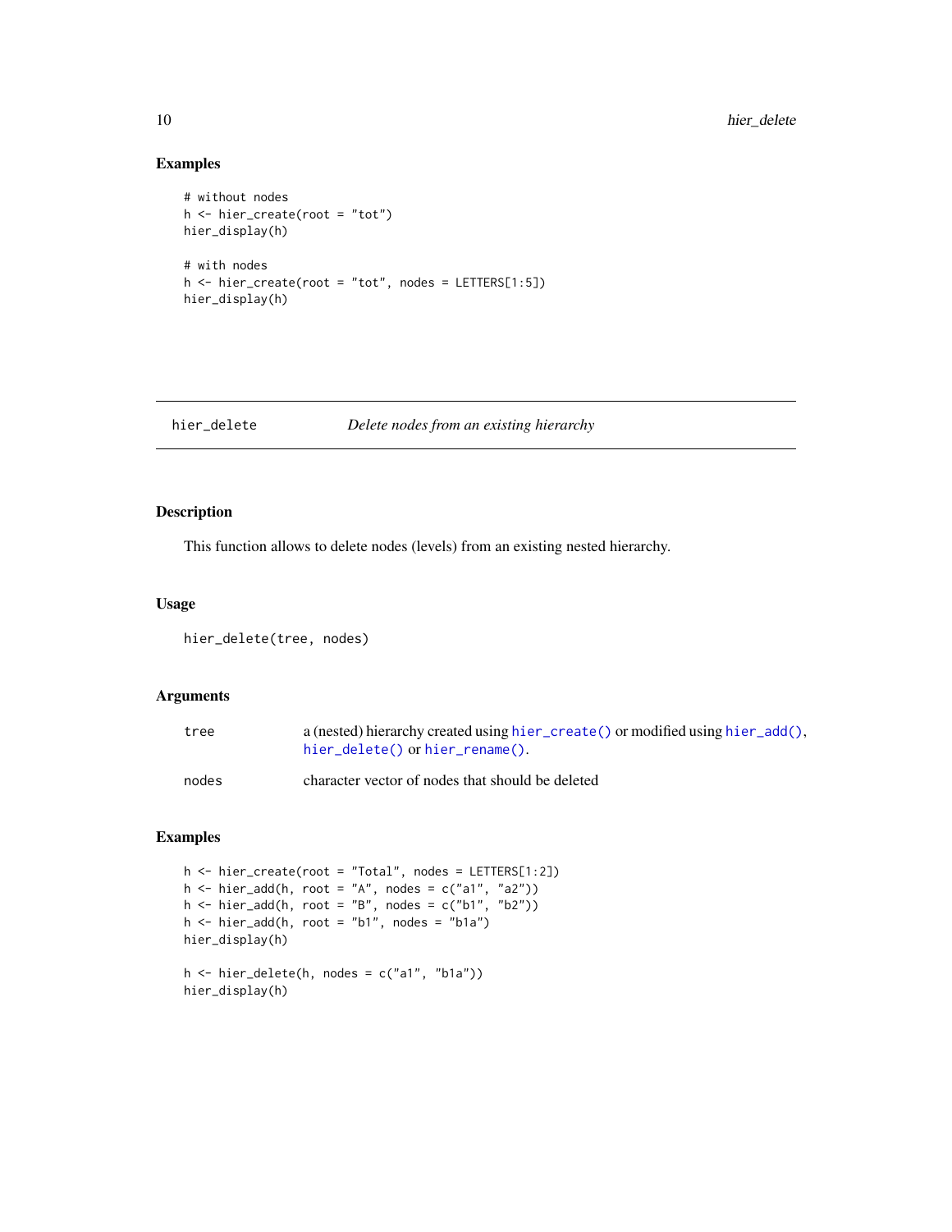## Examples

```
# without nodes
h <- hier_create(root = "tot")
hier_display(h)

# with nodes
h <- hier_create(root = "tot", nodes = LETTERS[1:5])
hier_display(h)
```

---

# hier_delete — *Delete nodes from an existing hierarchy*

## Description

This function allows to delete nodes (levels) from an existing nested hierarchy.

## Usage

```
hier_delete(tree, nodes)
```

## Arguments

| | |
|---|---|
| tree | a (nested) hierarchy created using `hier_create()` or modified using `hier_add()`, `hier_delete()` or `hier_rename()`. |
| nodes | character vector of nodes that should be deleted |

## Examples

```
h <- hier_create(root = "Total", nodes = LETTERS[1:2])
h <- hier_add(h, root = "A", nodes = c("a1", "a2"))
h <- hier_add(h, root = "B", nodes = c("b1", "b2"))
h <- hier_add(h, root = "b1", nodes = "b1a")
hier_display(h)

h <- hier_delete(h, nodes = c("a1", "b1a"))
hier_display(h)
```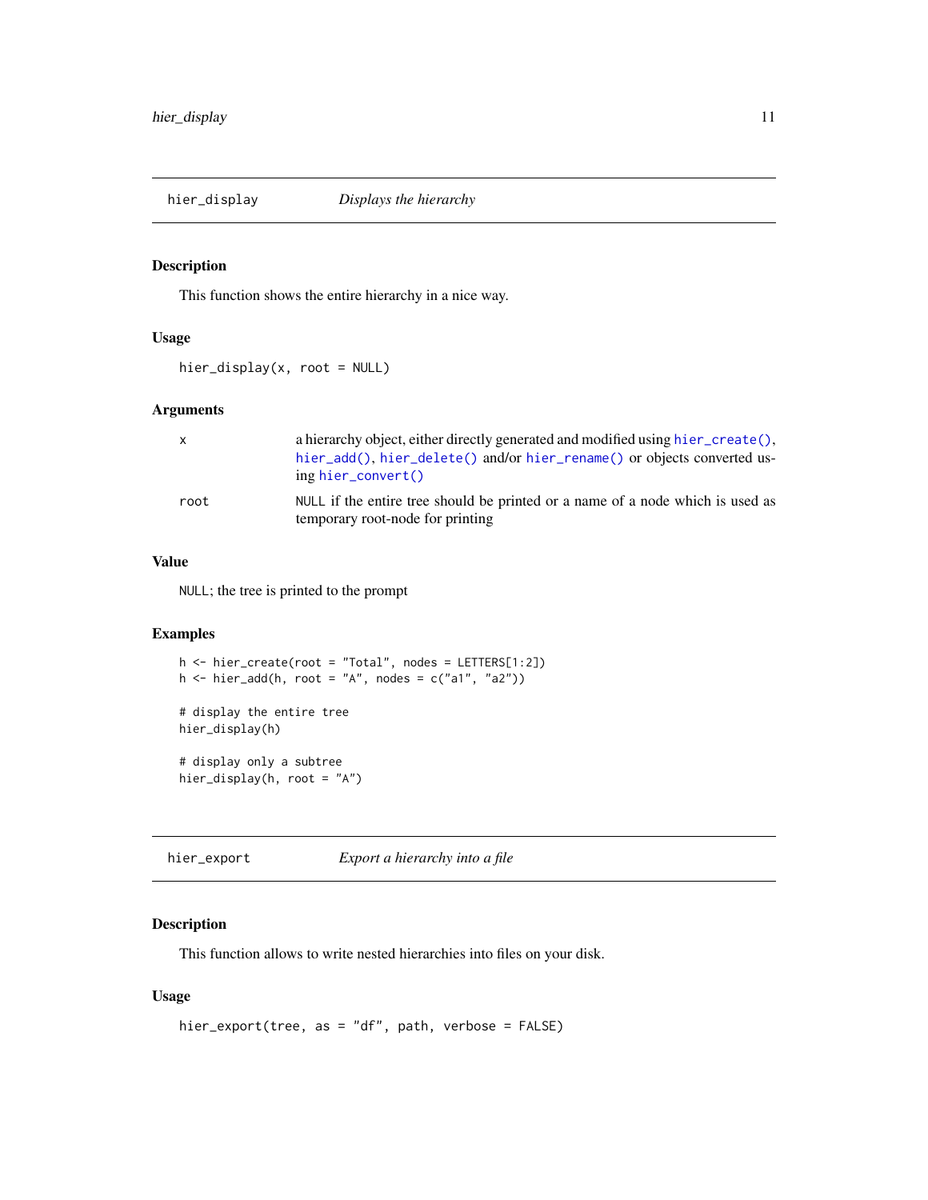## hier_display — *Displays the hierarchy*

### Description

This function shows the entire hierarchy in a nice way.

### Usage

```
hier_display(x, root = NULL)
```

### Arguments

| | |
|---|---|
| x | a hierarchy object, either directly generated and modified using `hier_create()`, `hier_add()`, `hier_delete()` and/or `hier_rename()` or objects converted using `hier_convert()` |
| root | `NULL` if the entire tree should be printed or a name of a node which is used as temporary root-node for printing |

### Value

`NULL`; the tree is printed to the prompt

### Examples

```
h <- hier_create(root = "Total", nodes = LETTERS[1:2])
h <- hier_add(h, root = "A", nodes = c("a1", "a2"))

# display the entire tree
hier_display(h)

# display only a subtree
hier_display(h, root = "A")
```

## hier_export — *Export a hierarchy into a file*

### Description

This function allows to write nested hierarchies into files on your disk.

### Usage

```
hier_export(tree, as = "df", path, verbose = FALSE)
```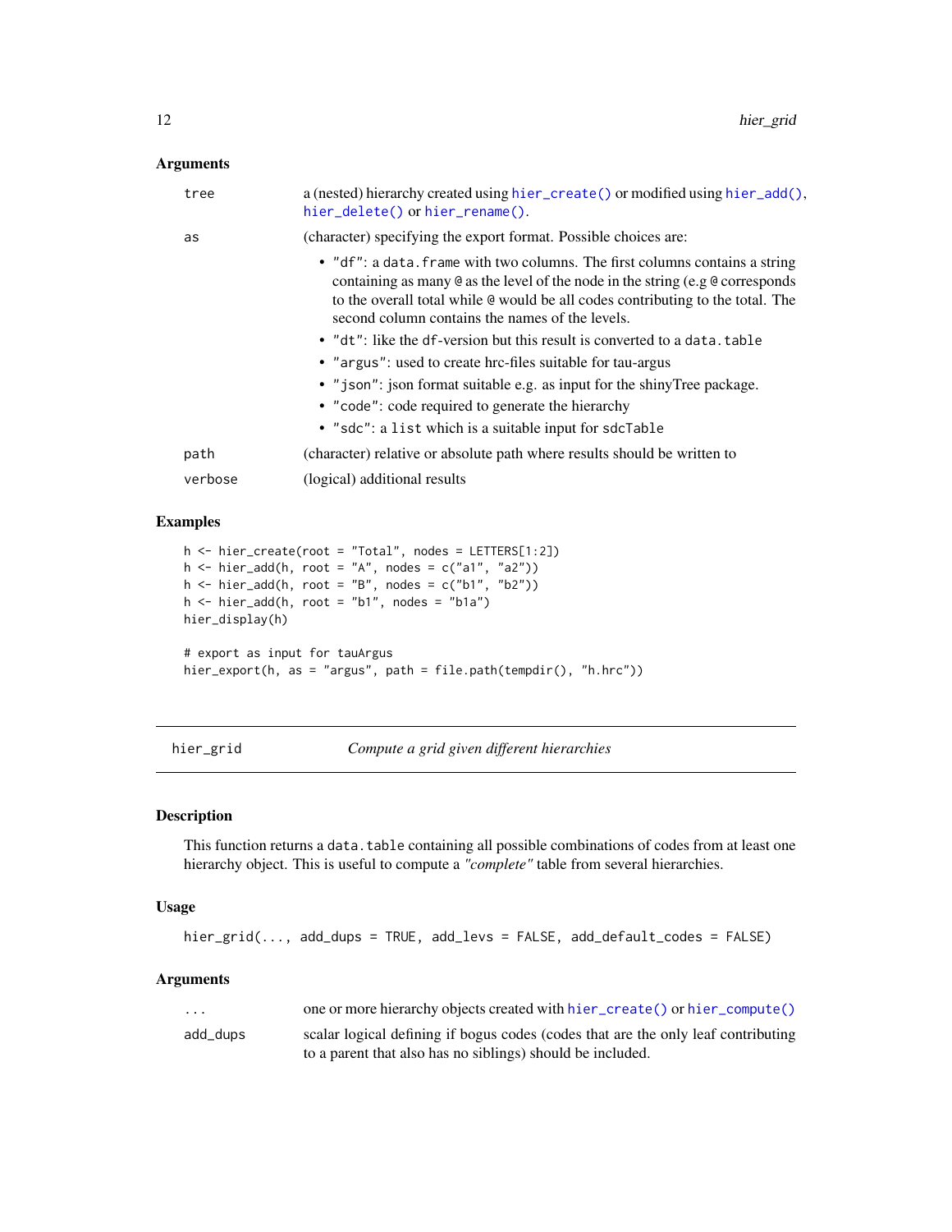### Arguments

| | |
|---|---|
| `tree` | a (nested) hierarchy created using `hier_create()` or modified using `hier_add()`, `hier_delete()` or `hier_rename()`. |
| `as` | (character) specifying the export format. Possible choices are:<br>• `"df"`: a `data.frame` with two columns. The first columns contains a string containing as many `@` as the level of the node in the string (e.g `@` corresponds to the overall total while `@` would be all codes contributing to the total. The second column contains the names of the levels.<br>• `"dt"`: like the `df`-version but this result is converted to a `data.table`<br>• `"argus"`: used to create hrc-files suitable for tau-argus<br>• `"json"`: json format suitable e.g. as input for the shinyTree package.<br>• `"code"`: code required to generate the hierarchy<br>• `"sdc"`: a `list` which is a suitable input for `sdcTable` |
| `path` | (character) relative or absolute path where results should be written to |
| `verbose` | (logical) additional results |

### Examples

```
h <- hier_create(root = "Total", nodes = LETTERS[1:2])
h <- hier_add(h, root = "A", nodes = c("a1", "a2"))
h <- hier_add(h, root = "B", nodes = c("b1", "b2"))
h <- hier_add(h, root = "b1", nodes = "b1a")
hier_display(h)

# export as input for tauArgus
hier_export(h, as = "argus", path = file.path(tempdir(), "h.hrc"))
```

---

## hier_grid — *Compute a grid given different hierarchies*

### Description

This function returns a `data.table` containing all possible combinations of codes from at least one hierarchy object. This is useful to compute a *"complete"* table from several hierarchies.

### Usage

```
hier_grid(..., add_dups = TRUE, add_levs = FALSE, add_default_codes = FALSE)
```

### Arguments

| | |
|---|---|
| `...` | one or more hierarchy objects created with `hier_create()` or `hier_compute()` |
| `add_dups` | scalar logical defining if bogus codes (codes that are the only leaf contributing to a parent that also has no siblings) should be included. |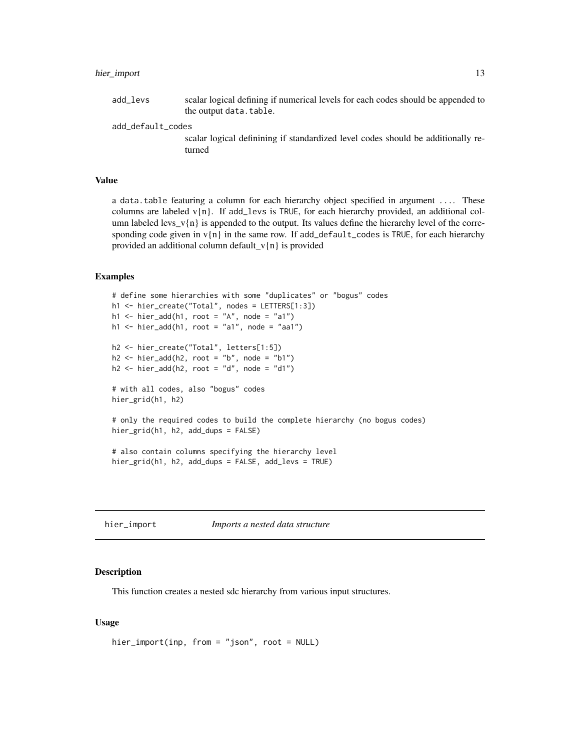add_levs
: scalar logical defining if numerical levels for each codes should be appended to the output `data.table`.

add_default_codes
: scalar logical definining if standardized level codes should be additionally returned

### Value

a `data.table` featuring a column for each hierarchy object specified in argument `....` These columns are labeled v{n}. If `add_levs` is `TRUE`, for each hierarchy provided, an additional column labeled levs_v{n} is appended to the output. Its values define the hierarchy level of the corresponding code given in v{n} in the same row. If `add_default_codes` is `TRUE`, for each hierarchy provided an additional column default_v{n} is provided

### Examples

```
# define some hierarchies with some "duplicates" or "bogus" codes
h1 <- hier_create("Total", nodes = LETTERS[1:3])
h1 <- hier_add(h1, root = "A", node = "a1")
h1 <- hier_add(h1, root = "a1", node = "aa1")

h2 <- hier_create("Total", letters[1:5])
h2 <- hier_add(h2, root = "b", node = "b1")
h2 <- hier_add(h2, root = "d", node = "d1")

# with all codes, also "bogus" codes
hier_grid(h1, h2)

# only the required codes to build the complete hierarchy (no bogus codes)
hier_grid(h1, h2, add_dups = FALSE)

# also contain columns specifying the hierarchy level
hier_grid(h1, h2, add_dups = FALSE, add_levs = TRUE)
```

## hier_import — *Imports a nested data structure*

### Description

This function creates a nested sdc hierarchy from various input structures.

### Usage

```
hier_import(inp, from = "json", root = NULL)
```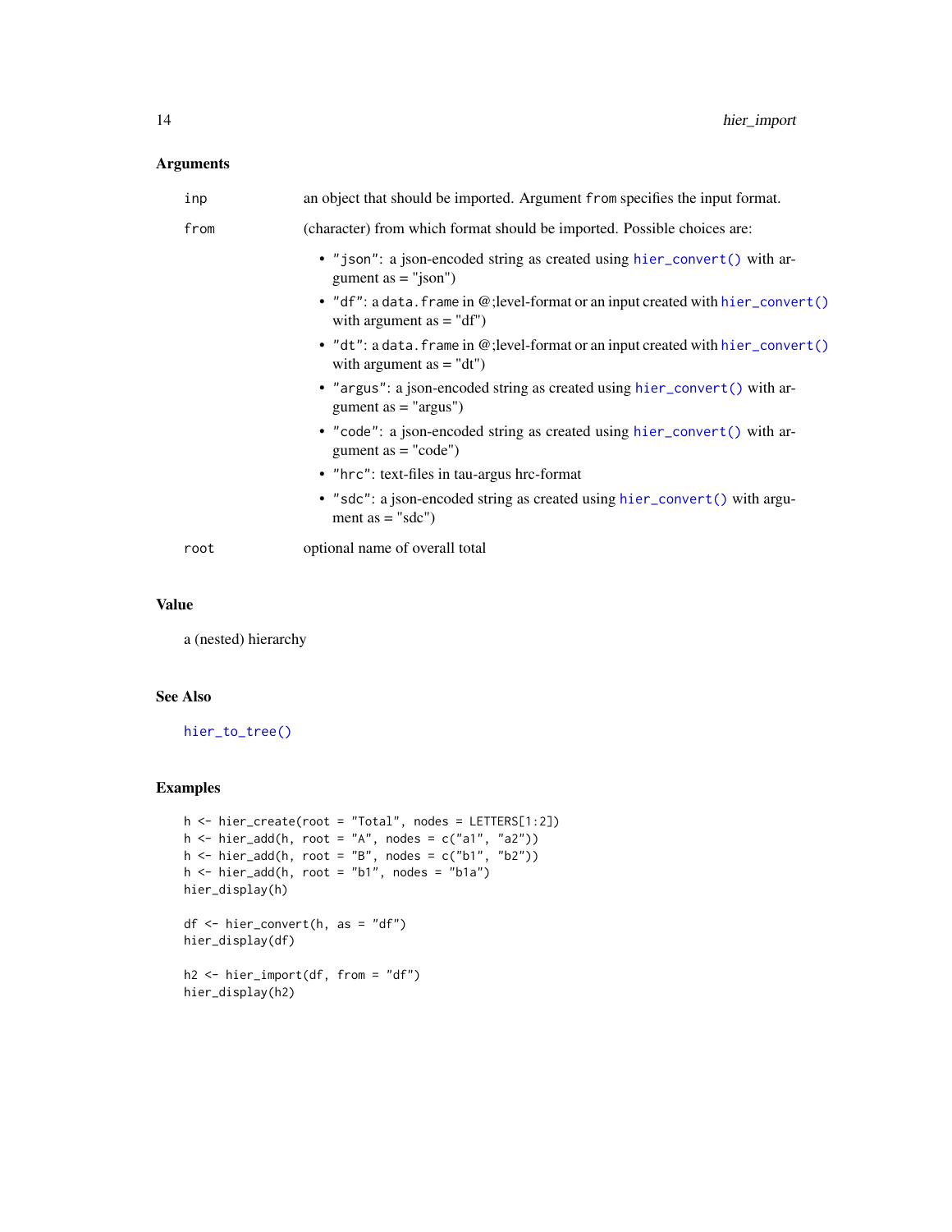### Arguments

- `inp` — an object that should be imported. Argument `from` specifies the input format.
- `from` — (character) from which format should be imported. Possible choices are:
  - `"json"`: a json-encoded string as created using `hier_convert()` with argument as = "json")
  - `"df"`: a `data.frame` in @;level-format or an input created with `hier_convert()` with argument as = "df")
  - `"dt"`: a `data.frame` in @;level-format or an input created with `hier_convert()` with argument as = "dt")
  - `"argus"`: a json-encoded string as created using `hier_convert()` with argument as = "argus")
  - `"code"`: a json-encoded string as created using `hier_convert()` with argument as = "code")
  - `"hrc"`: text-files in tau-argus hrc-format
  - `"sdc"`: a json-encoded string as created using `hier_convert()` with argument as = "sdc")
- `root` — optional name of overall total

### Value

a (nested) hierarchy

### See Also

`hier_to_tree()`

### Examples

```
h <- hier_create(root = "Total", nodes = LETTERS[1:2])
h <- hier_add(h, root = "A", nodes = c("a1", "a2"))
h <- hier_add(h, root = "B", nodes = c("b1", "b2"))
h <- hier_add(h, root = "b1", nodes = "b1a")
hier_display(h)

df <- hier_convert(h, as = "df")
hier_display(df)

h2 <- hier_import(df, from = "df")
hier_display(h2)
```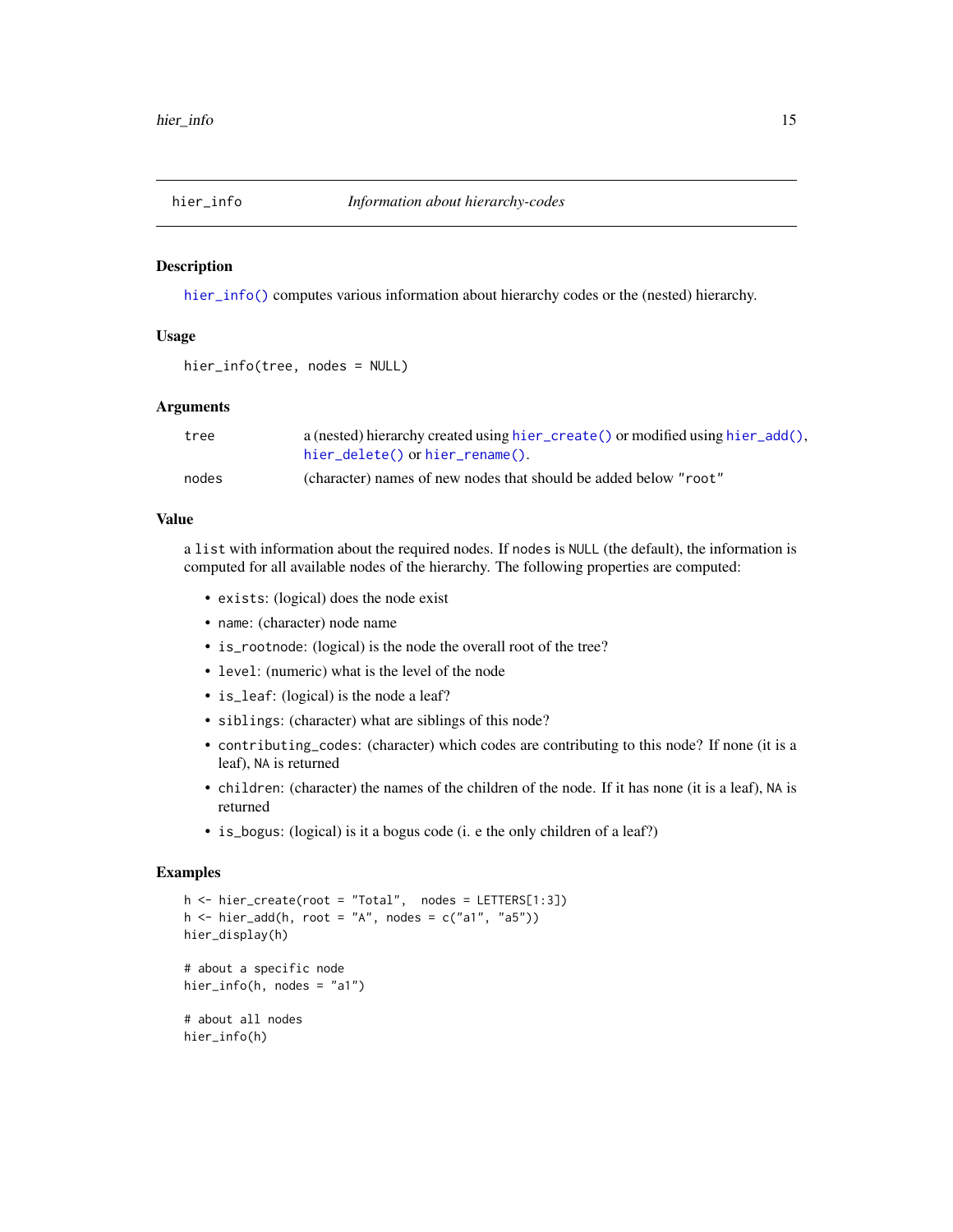# hier_info — *Information about hierarchy-codes*

## Description

`hier_info()` computes various information about hierarchy codes or the (nested) hierarchy.

## Usage

```
hier_info(tree, nodes = NULL)
```

## Arguments

| | |
|---|---|
| `tree` | a (nested) hierarchy created using `hier_create()` or modified using `hier_add()`, `hier_delete()` or `hier_rename()`. |
| `nodes` | (character) names of new nodes that should be added below `"root"` |

## Value

a `list` with information about the required nodes. If `nodes` is `NULL` (the default), the information is computed for all available nodes of the hierarchy. The following properties are computed:

- `exists`: (logical) does the node exist
- `name`: (character) node name
- `is_rootnode`: (logical) is the node the overall root of the tree?
- `level`: (numeric) what is the level of the node
- `is_leaf`: (logical) is the node a leaf?
- `siblings`: (character) what are siblings of this node?
- `contributing_codes`: (character) which codes are contributing to this node? If none (it is a leaf), `NA` is returned
- `children`: (character) the names of the children of the node. If it has none (it is a leaf), `NA` is returned
- `is_bogus`: (logical) is it a bogus code (i. e the only children of a leaf?)

## Examples

```
h <- hier_create(root = "Total",  nodes = LETTERS[1:3])
h <- hier_add(h, root = "A", nodes = c("a1", "a5"))
hier_display(h)

# about a specific node
hier_info(h, nodes = "a1")

# about all nodes
hier_info(h)
```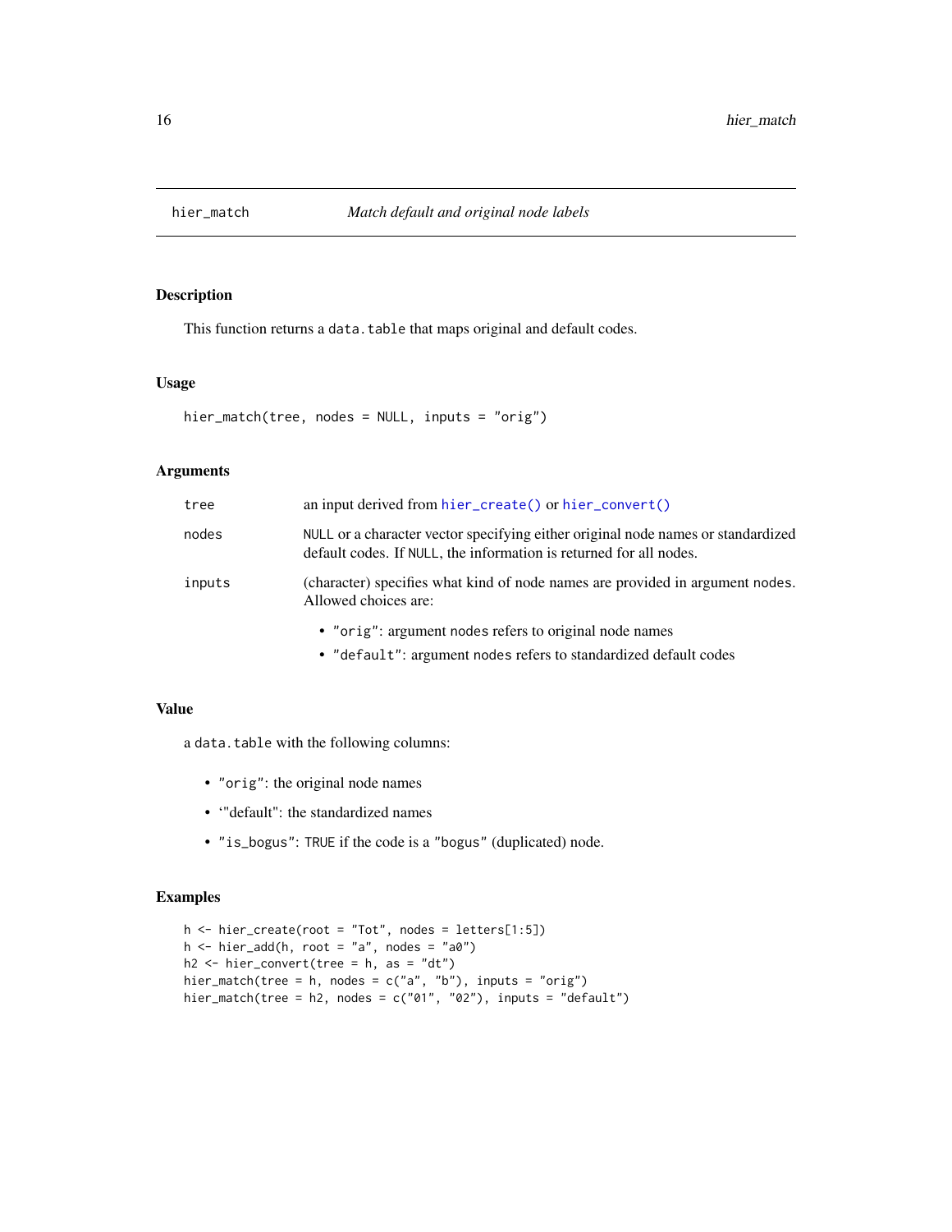# hier_match — *Match default and original node labels*

## Description

This function returns a `data.table` that maps original and default codes.

## Usage

```
hier_match(tree, nodes = NULL, inputs = "orig")
```

## Arguments

| | |
|---|---|
| `tree` | an input derived from `hier_create()` or `hier_convert()` |
| `nodes` | `NULL` or a character vector specifying either original node names or standardized default codes. If `NULL`, the information is returned for all nodes. |
| `inputs` | (character) specifies what kind of node names are provided in argument `nodes`. Allowed choices are: <br> • `"orig"`: argument `nodes` refers to original node names <br> • `"default"`: argument `nodes` refers to standardized default codes |

## Value

a `data.table` with the following columns:

- `"orig"`: the original node names
- ‘"default": the standardized names
- `"is_bogus"`: `TRUE` if the code is a `"bogus"` (duplicated) node.

## Examples

```
h <- hier_create(root = "Tot", nodes = letters[1:5])
h <- hier_add(h, root = "a", nodes = "a0")
h2 <- hier_convert(tree = h, as = "dt")
hier_match(tree = h, nodes = c("a", "b"), inputs = "orig")
hier_match(tree = h2, nodes = c("01", "02"), inputs = "default")
```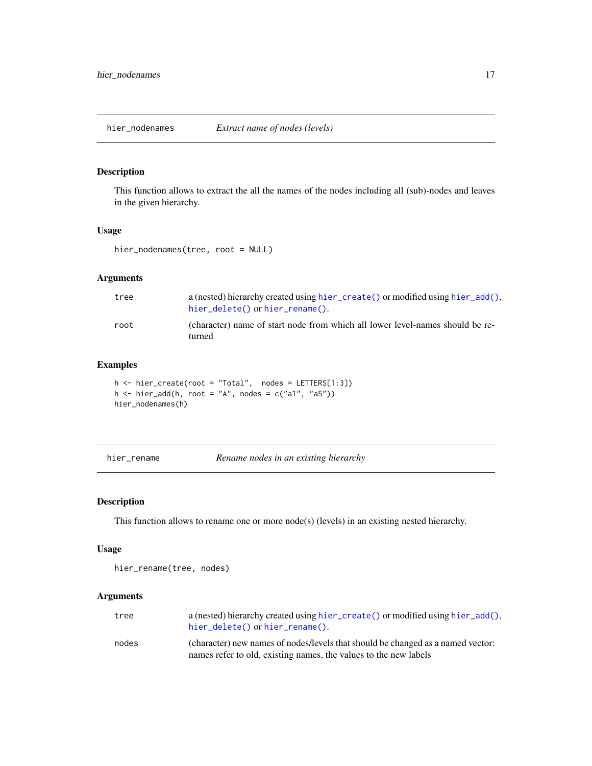## hier_nodenames — *Extract name of nodes (levels)*

### Description

This function allows to extract the all the names of the nodes including all (sub)-nodes and leaves in the given hierarchy.

### Usage

```
hier_nodenames(tree, root = NULL)
```

### Arguments

| | |
|---|---|
| tree | a (nested) hierarchy created using `hier_create()` or modified using `hier_add()`, `hier_delete()` or `hier_rename()`. |
| root | (character) name of start node from which all lower level-names should be returned |

### Examples

```
h <- hier_create(root = "Total",  nodes = LETTERS[1:3])
h <- hier_add(h, root = "A", nodes = c("a1", "a5"))
hier_nodenames(h)
```

## hier_rename — *Rename nodes in an existing hierarchy*

### Description

This function allows to rename one or more node(s) (levels) in an existing nested hierarchy.

### Usage

```
hier_rename(tree, nodes)
```

### Arguments

| | |
|---|---|
| tree | a (nested) hierarchy created using `hier_create()` or modified using `hier_add()`, `hier_delete()` or `hier_rename()`. |
| nodes | (character) new names of nodes/levels that should be changed as a named vector: names refer to old, existing names, the values to the new labels |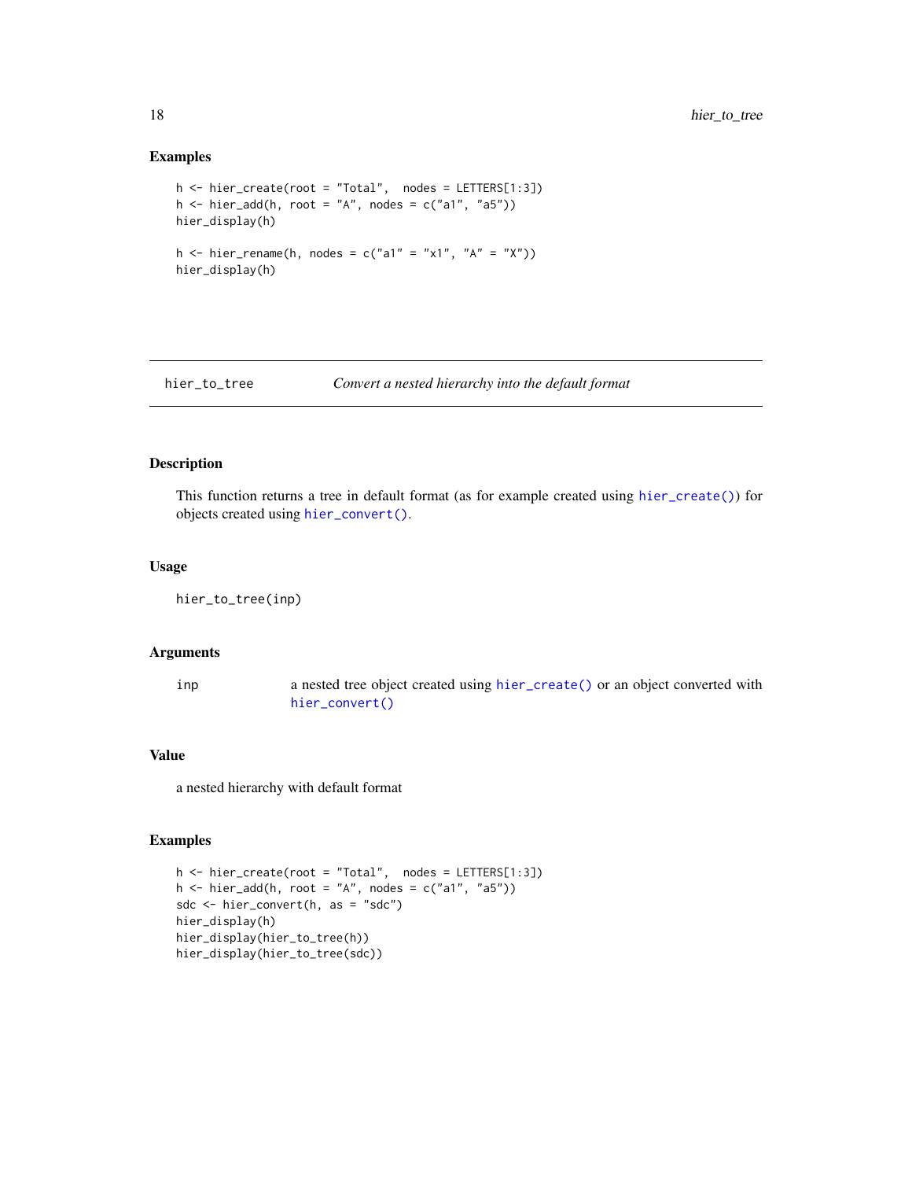### Examples

```
h <- hier_create(root = "Total",  nodes = LETTERS[1:3])
h <- hier_add(h, root = "A", nodes = c("a1", "a5"))
hier_display(h)

h <- hier_rename(h, nodes = c("a1" = "x1", "A" = "X"))
hier_display(h)
```

---

## hier_to_tree — *Convert a nested hierarchy into the default format*

---

### Description

This function returns a tree in default format (as for example created using `hier_create()`) for objects created using `hier_convert()`.

### Usage

```
hier_to_tree(inp)
```

### Arguments

| | |
|---|---|
| `inp` | a nested tree object created using `hier_create()` or an object converted with `hier_convert()` |

### Value

a nested hierarchy with default format

### Examples

```
h <- hier_create(root = "Total",  nodes = LETTERS[1:3])
h <- hier_add(h, root = "A", nodes = c("a1", "a5"))
sdc <- hier_convert(h, as = "sdc")
hier_display(h)
hier_display(hier_to_tree(h))
hier_display(hier_to_tree(sdc))
```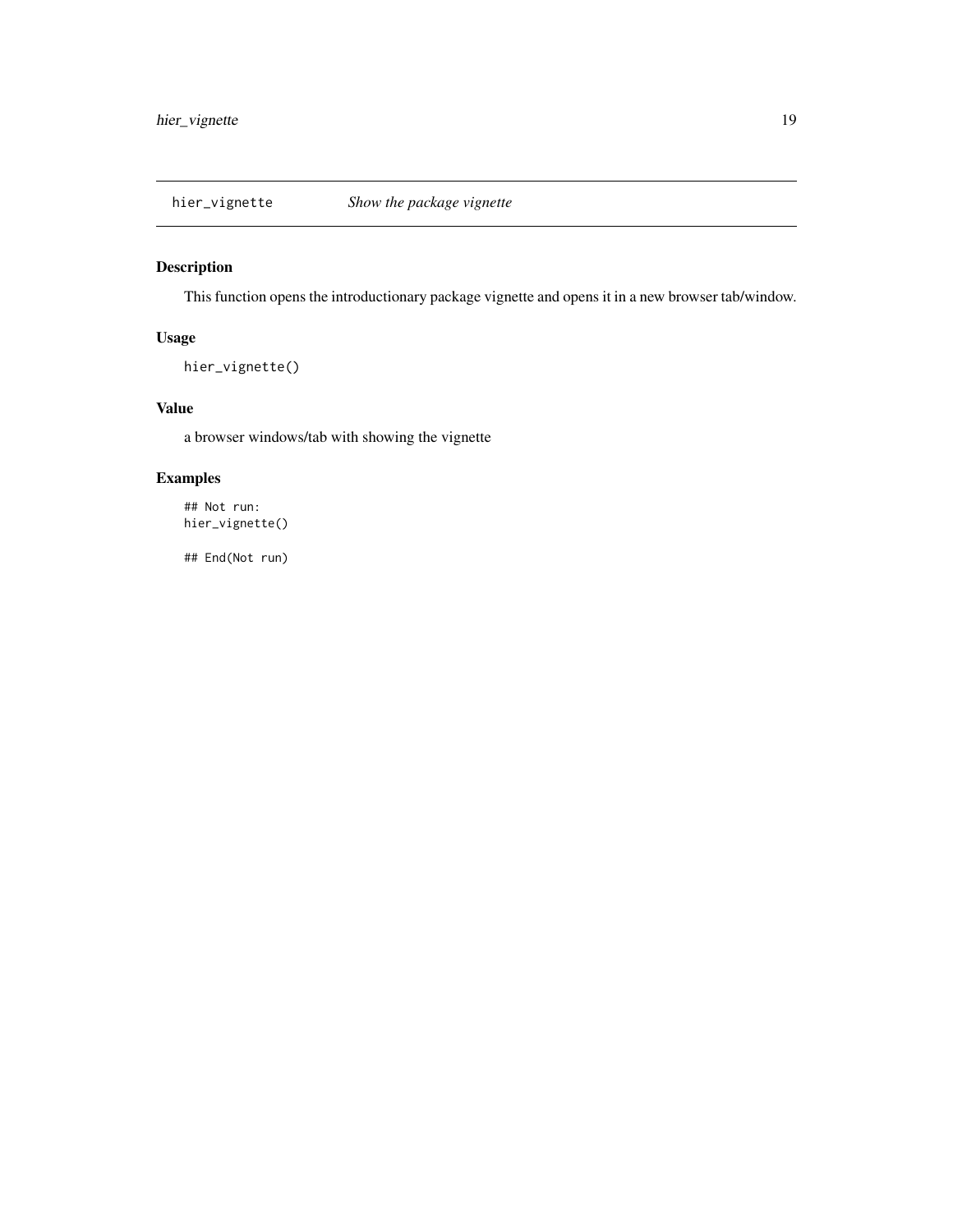## hier_vignette    *Show the package vignette*

### Description

This function opens the introductionary package vignette and opens it in a new browser tab/window.

### Usage

```
hier_vignette()
```

### Value

a browser windows/tab with showing the vignette

### Examples

```
## Not run:
hier_vignette()

## End(Not run)
```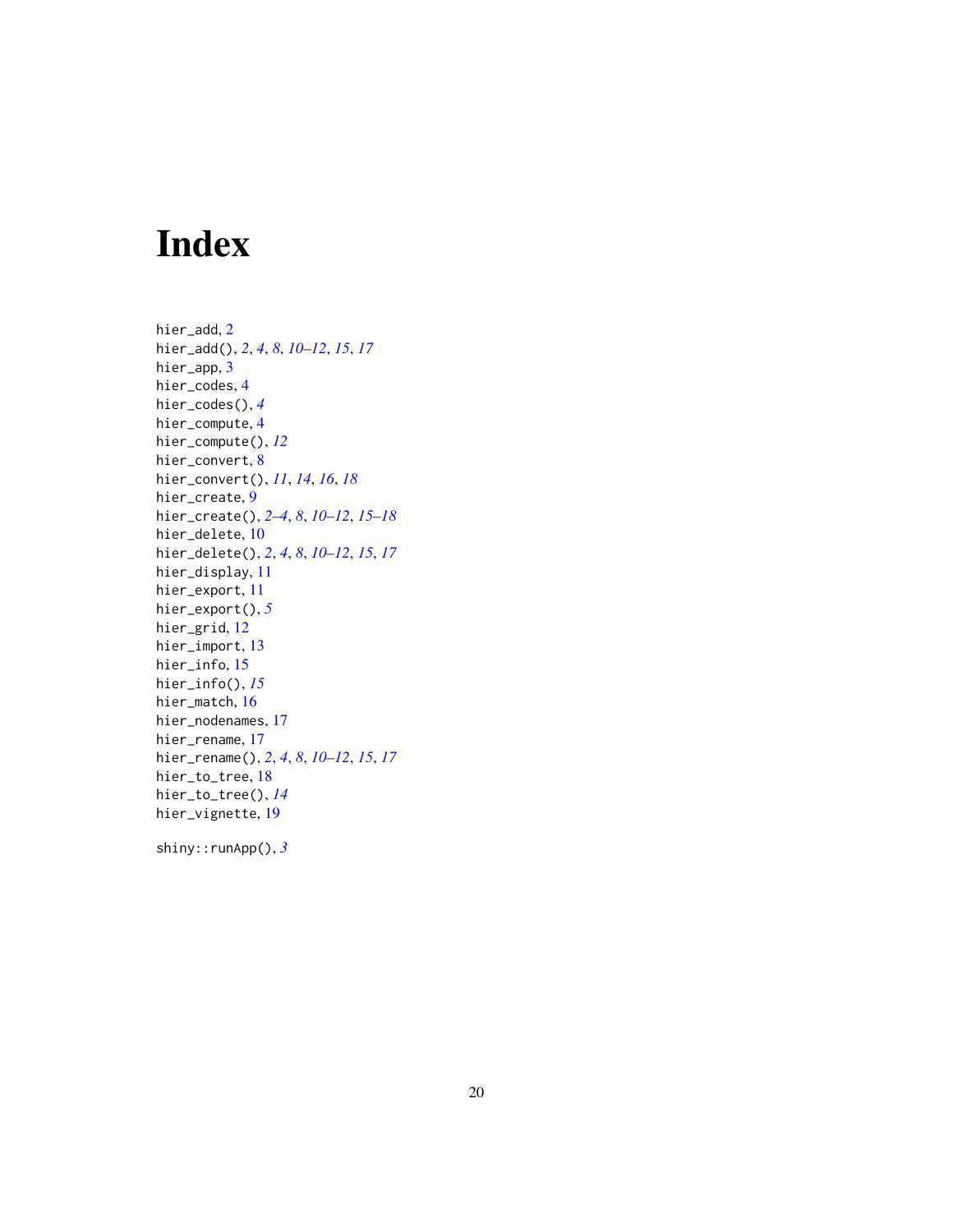# Index

hier_add, 2
hier_add(), *2*, *4*, *8*, *10–12*, *15*, *17*
hier_app, 3
hier_codes, 4
hier_codes(), *4*
hier_compute, 4
hier_compute(), *12*
hier_convert, 8
hier_convert(), *11*, *14*, *16*, *18*
hier_create, 9
hier_create(), *2–4*, *8*, *10–12*, *15–18*
hier_delete, 10
hier_delete(), *2*, *4*, *8*, *10–12*, *15*, *17*
hier_display, 11
hier_export, 11
hier_export(), *5*
hier_grid, 12
hier_import, 13
hier_info, 15
hier_info(), *15*
hier_match, 16
hier_nodenames, 17
hier_rename, 17
hier_rename(), *2*, *4*, *8*, *10–12*, *15*, *17*
hier_to_tree, 18
hier_to_tree(), *14*
hier_vignette, 19

shiny::runApp(), *3*